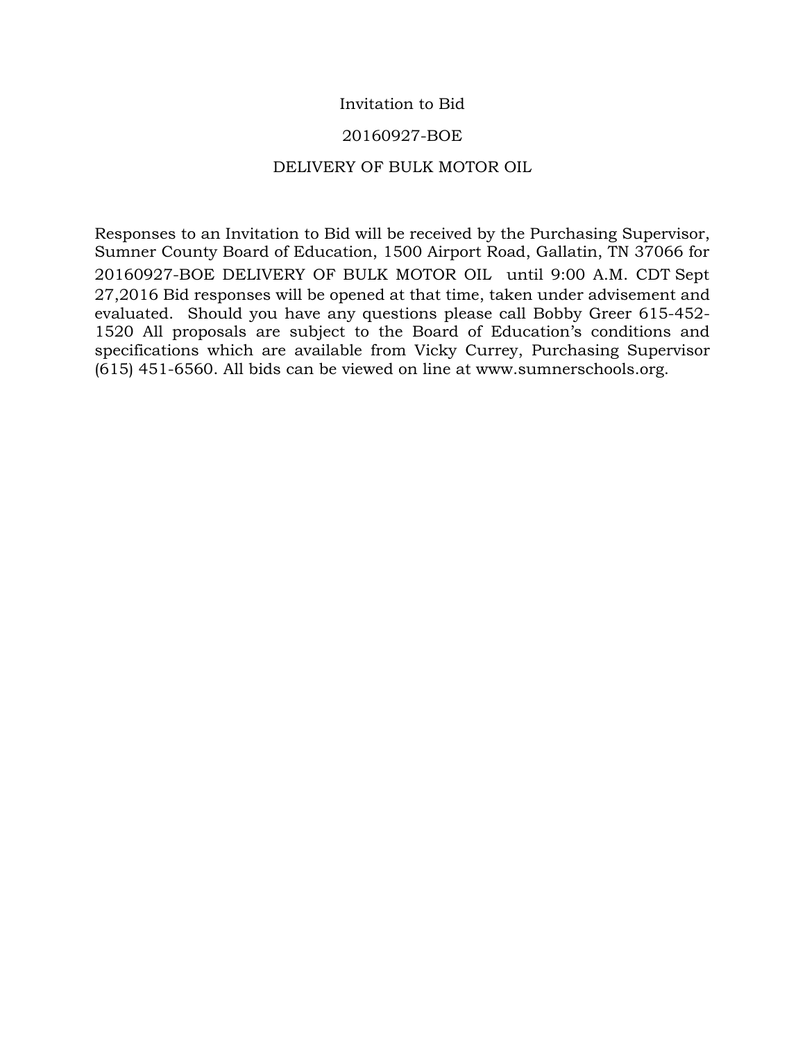Invitation to Bid

20160927-BOE

DELIVERY OF BULK MOTOR OIL

Responses to an Invitation to Bid will be received by the Purchasing Supervisor, Sumner County Board of Education, 1500 Airport Road, Gallatin, TN 37066 for 20160927-BOE DELIVERY OF BULK MOTOR OIL until 9:00 A.M. CDT Sept 27,2016 Bid responses will be opened at that time, taken under advisement and evaluated. Should you have any questions please call Bobby Greer 615-452-1520 All proposals are subject to the Board of Education's conditions and specifications which are available from Vicky Currey, Purchasing Supervisor (615) 451-6560. All bids can be viewed on line at www.sumnerschools.org.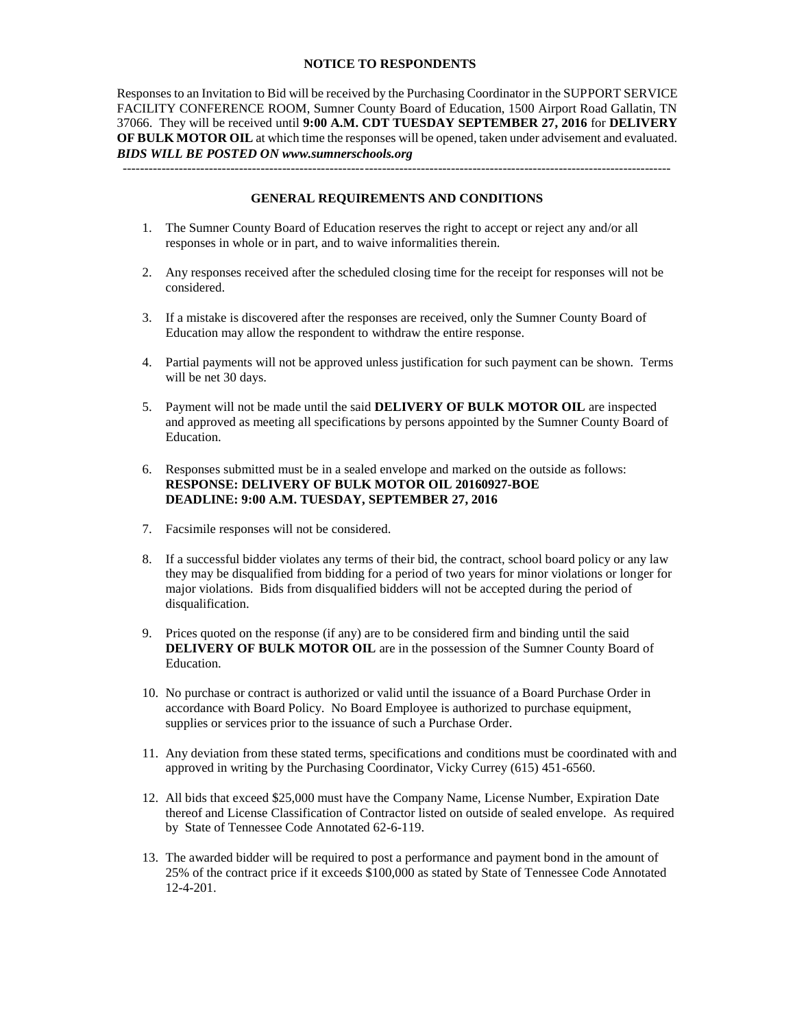## NOTICE TO RESPONDENTS

Responses to an Invitation to Bid will be received by the Purchasing Coordinator in the SUPPORT SERVICE FACILITY CONFERENCE ROOM, Sumner County Board of Education, 1500 Airport Road Gallatin, TN 37066. They will be received until **9:00 A.M. CDT TUESDAY SEPTEMBER 27, 2016** for **DELIVERY OF BULK MOTOR OIL** at which time the responses will be opened, taken under advisement and evaluated. ***BIDS WILL BE POSTED ON www.sumnerschools.org***

---

## GENERAL REQUIREMENTS AND CONDITIONS

1. The Sumner County Board of Education reserves the right to accept or reject any and/or all responses in whole or in part, and to waive informalities therein.

2. Any responses received after the scheduled closing time for the receipt for responses will not be considered.

3. If a mistake is discovered after the responses are received, only the Sumner County Board of Education may allow the respondent to withdraw the entire response.

4. Partial payments will not be approved unless justification for such payment can be shown. Terms will be net 30 days.

5. Payment will not be made until the said **DELIVERY OF BULK MOTOR OIL** are inspected and approved as meeting all specifications by persons appointed by the Sumner County Board of Education.

6. Responses submitted must be in a sealed envelope and marked on the outside as follows:
   **RESPONSE: DELIVERY OF BULK MOTOR OIL 20160927-BOE**
   **DEADLINE: 9:00 A.M. TUESDAY, SEPTEMBER 27, 2016**

7. Facsimile responses will not be considered.

8. If a successful bidder violates any terms of their bid, the contract, school board policy or any law they may be disqualified from bidding for a period of two years for minor violations or longer for major violations. Bids from disqualified bidders will not be accepted during the period of disqualification.

9. Prices quoted on the response (if any) are to be considered firm and binding until the said **DELIVERY OF BULK MOTOR OIL** are in the possession of the Sumner County Board of Education.

10. No purchase or contract is authorized or valid until the issuance of a Board Purchase Order in accordance with Board Policy. No Board Employee is authorized to purchase equipment, supplies or services prior to the issuance of such a Purchase Order.

11. Any deviation from these stated terms, specifications and conditions must be coordinated with and approved in writing by the Purchasing Coordinator, Vicky Currey (615) 451-6560.

12. All bids that exceed $25,000 must have the Company Name, License Number, Expiration Date thereof and License Classification of Contractor listed on outside of sealed envelope. As required by State of Tennessee Code Annotated 62-6-119.

13. The awarded bidder will be required to post a performance and payment bond in the amount of 25% of the contract price if it exceeds $100,000 as stated by State of Tennessee Code Annotated 12-4-201.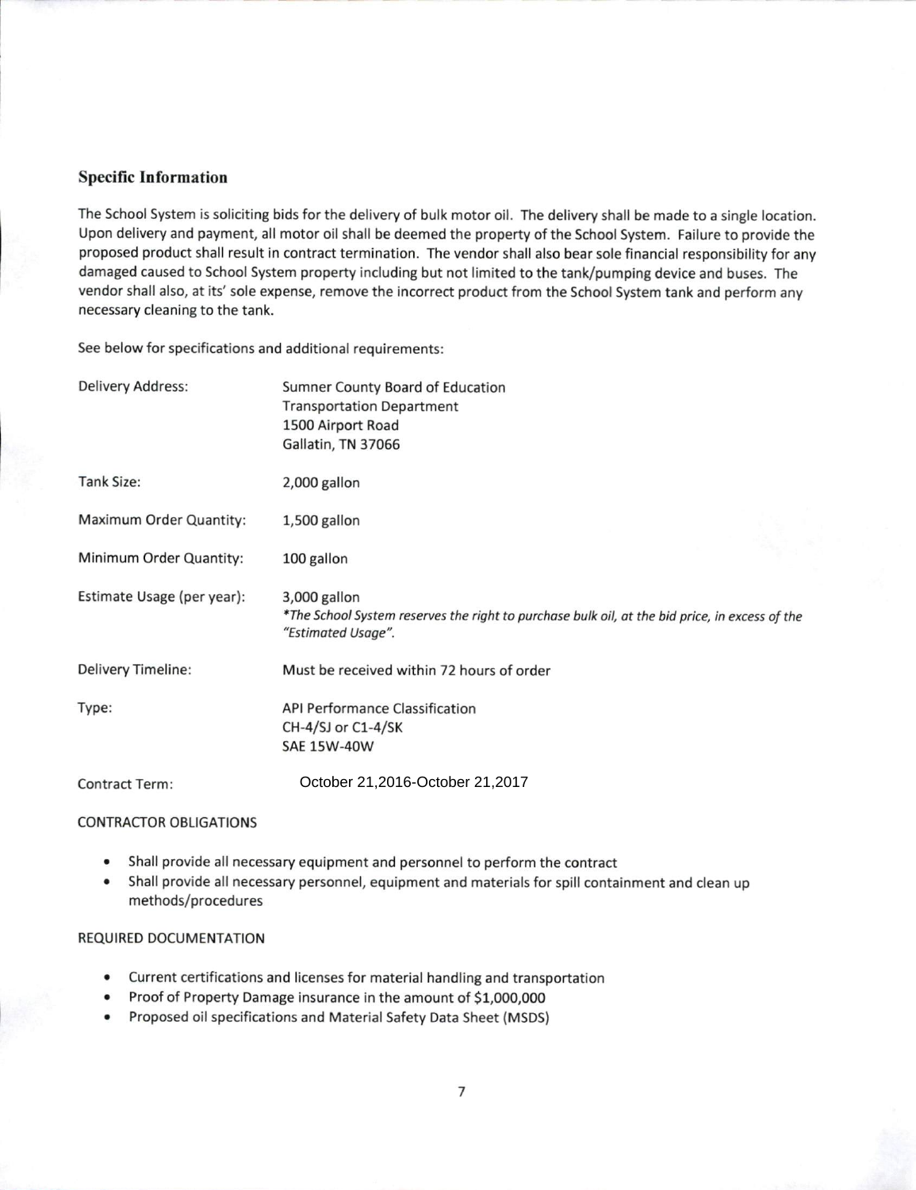## Specific Information

The School System is soliciting bids for the delivery of bulk motor oil. The delivery shall be made to a single location. Upon delivery and payment, all motor oil shall be deemed the property of the School System. Failure to provide the proposed product shall result in contract termination. The vendor shall also bear sole financial responsibility for any damaged caused to School System property including but not limited to the tank/pumping device and buses. The vendor shall also, at its' sole expense, remove the incorrect product from the School System tank and perform any necessary cleaning to the tank.

See below for specifications and additional requirements:

| | |
|---|---|
| Delivery Address: | Sumner County Board of Education<br>Transportation Department<br>1500 Airport Road<br>Gallatin, TN 37066 |
| Tank Size: | 2,000 gallon |
| Maximum Order Quantity: | 1,500 gallon |
| Minimum Order Quantity: | 100 gallon |
| Estimate Usage (per year): | 3,000 gallon<br>*\*The School System reserves the right to purchase bulk oil, at the bid price, in excess of the "Estimated Usage".* |
| Delivery Timeline: | Must be received within 72 hours of order |
| Type: | API Performance Classification<br>CH-4/SJ or C1-4/SK<br>SAE 15W-40W |
| Contract Term: | October 21,2016-October 21,2017 |

CONTRACTOR OBLIGATIONS

- Shall provide all necessary equipment and personnel to perform the contract
- Shall provide all necessary personnel, equipment and materials for spill containment and clean up methods/procedures

REQUIRED DOCUMENTATION

- Current certifications and licenses for material handling and transportation
- Proof of Property Damage insurance in the amount of $1,000,000
- Proposed oil specifications and Material Safety Data Sheet (MSDS)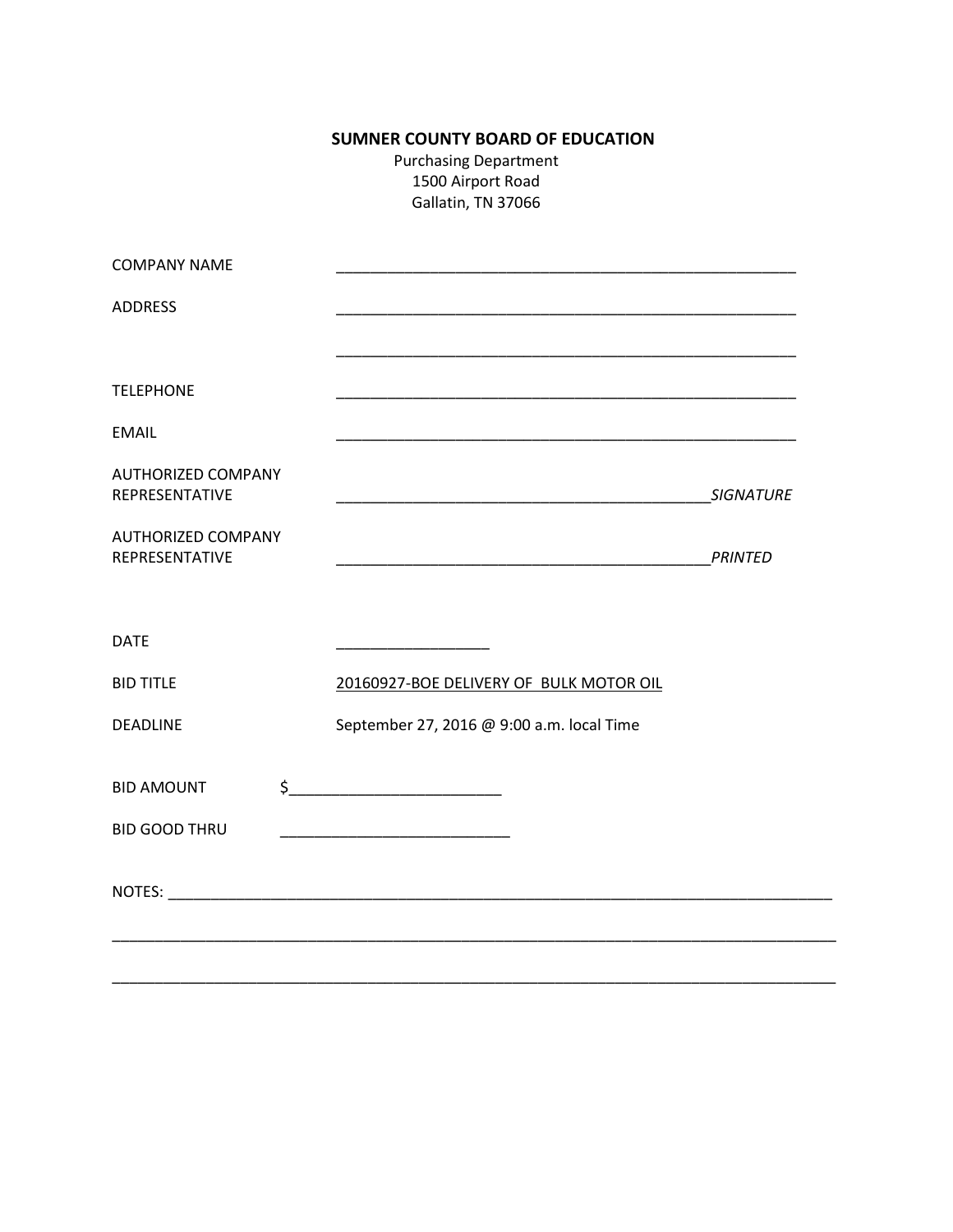**SUMNER COUNTY BOARD OF EDUCATION**

Purchasing Department
1500 Airport Road
Gallatin, TN 37066

COMPANY NAME ________________________________________________________

ADDRESS ________________________________________________________

________________________________________________________

TELEPHONE ________________________________________________________

EMAIL ________________________________________________________

AUTHORIZED COMPANY REPRESENTATIVE ____________________________________________*SIGNATURE*

AUTHORIZED COMPANY REPRESENTATIVE ____________________________________________*PRINTED*

DATE __________________

BID TITLE 20160927-BOE DELIVERY OF BULK MOTOR OIL

DEADLINE September 27, 2016 @ 9:00 a.m. local Time

BID AMOUNT $_________________________

BID GOOD THRU ___________________________

NOTES: ________________________________________________________________________________

________________________________________________________________________________________

________________________________________________________________________________________